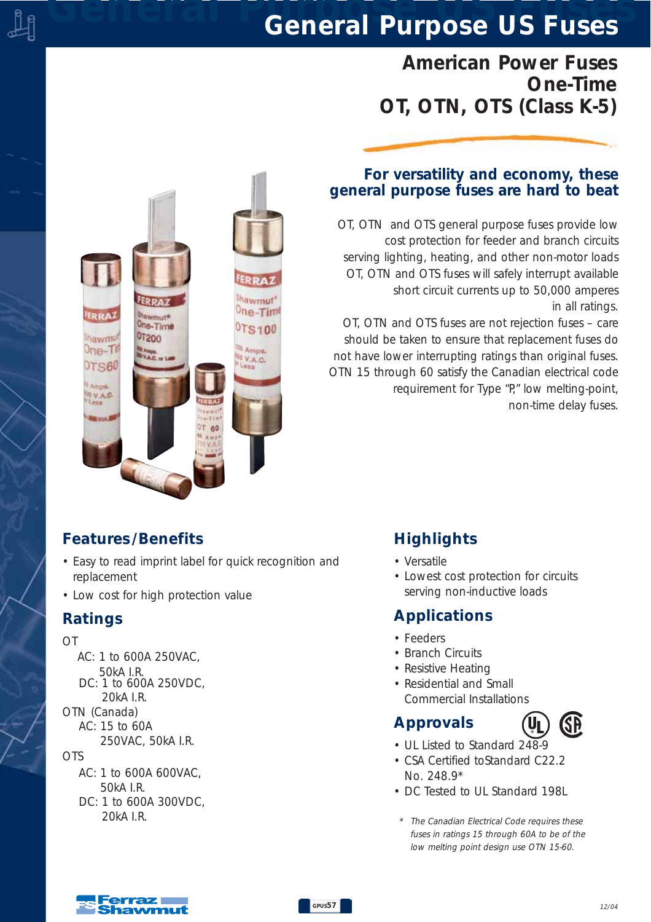# General Purpose US Fuses

## American Power Fuses One-Time OT, OTN, OTS (Class K-5)

### For versatility and economy, these general purpose fuses are hard to beat

OT, OTN and OTS general purpose fuses provide low cost protection for feeder and branch circuits serving lighting, heating, and other non-motor loads OT, OTN and OTS fuses will safely interrupt available short circuit currents up to 50,000 amperes in all ratings.

OT, OTN and OTS fuses are not rejection fuses – care should be taken to ensure that replacement fuses do not have lower interrupting ratings than original fuses. OTN 15 through 60 satisfy the Canadian electrical code requirement for Type "P," low melting-point, non-time delay fuses.

## Features/Benefits

- Easy to read imprint label for quick recognition and replacement
- Low cost for high protection value

## Ratings

OT

AC: 1 to 600A 250VAC, 50kA I.R.

DC: 1 to 600A 250VDC, 20kA I.R.

OTN (Canada)

AC: 15 to 60A 250VAC, 50kA I.R.

OTS

AC: 1 to 600A 600VAC, 50kA I.R.

DC: 1 to 600A 300VDC, 20kA I.R.

## Highlights

- Versatile
- Lowest cost protection for circuits serving non-inductive loads

## Applications

- Feeders
- Branch Circuits
- Resistive Heating
- Residential and Small Commercial Installations

## Approvals

- UL Listed to Standard 248-9
- CSA Certified to Standard C22.2 No. 248.9*
- DC Tested to UL Standard 198L

*\* The Canadian Electrical Code requires these fuses in ratings 15 through 60A to be of the low melting point design use OTN 15-60.*

12/04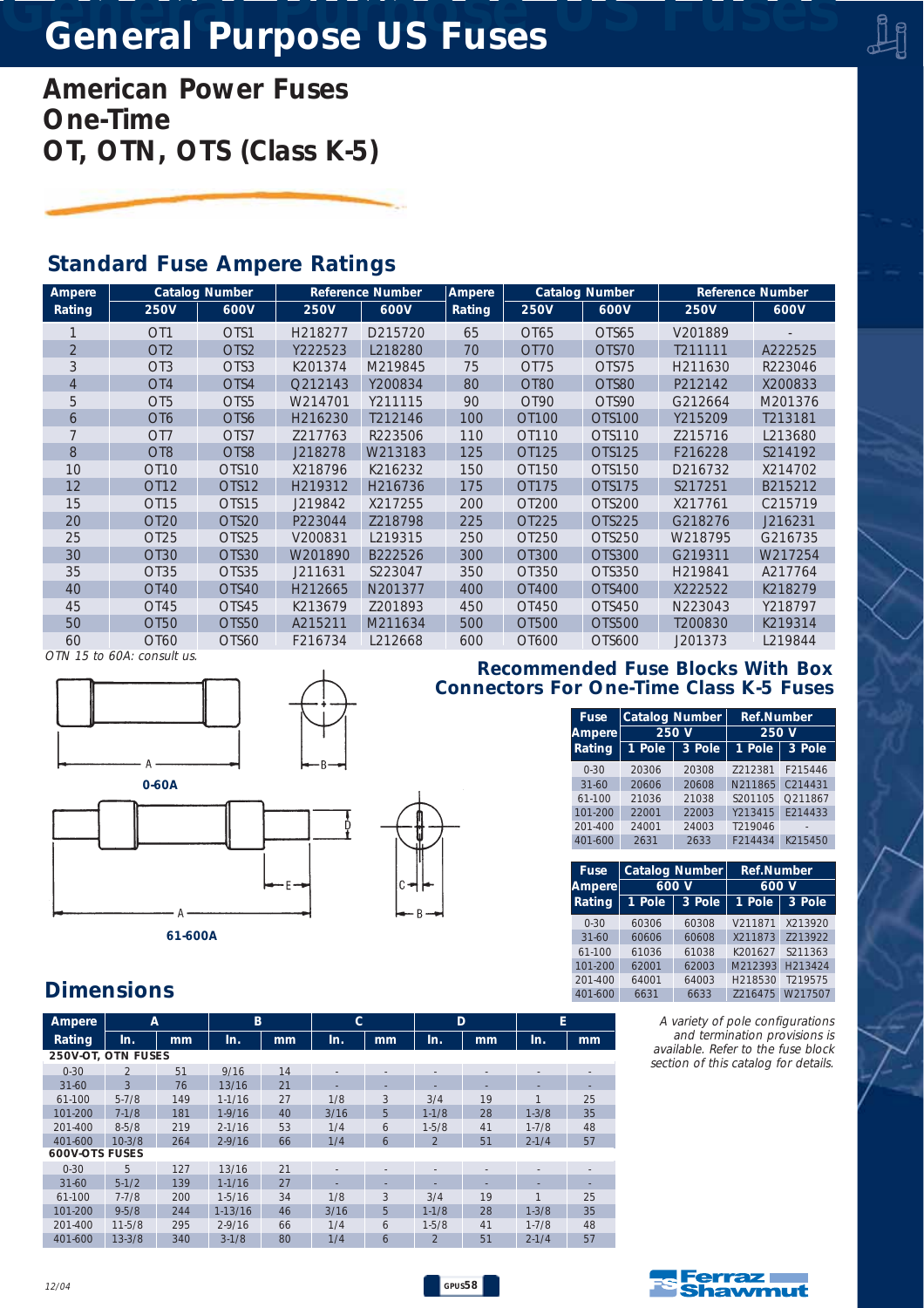# General Purpose US Fuses

## American Power Fuses
## One-Time
## OT, OTN, OTS (Class K-5)

### Standard Fuse Ampere Ratings

| Ampere Rating | Catalog Number | | Reference Number | | Ampere Rating | Catalog Number | | Reference Number | |
|---|---|---|---|---|---|---|---|---|---|
| | 250V | 600V | 250V | 600V | | 250V | 600V | 250V | 600V |
| 1 | OT1 | OTS1 | H218277 | D215720 | 65 | OT65 | OTS65 | V201889 | - |
| 2 | OT2 | OTS2 | Y222523 | L218280 | 70 | OT70 | OTS70 | T211111 | A222525 |
| 3 | OT3 | OTS3 | K201374 | M219845 | 75 | OT75 | OTS75 | H211630 | R223046 |
| 4 | OT4 | OTS4 | Q212143 | Y200834 | 80 | OT80 | OTS80 | P212142 | X200833 |
| 5 | OT5 | OTS5 | W214701 | Y211115 | 90 | OT90 | OTS90 | G212664 | M201376 |
| 6 | OT6 | OTS6 | H216230 | T212146 | 100 | OT100 | OTS100 | Y215209 | T213181 |
| 7 | OT7 | OTS7 | Z217763 | R223506 | 110 | OT110 | OTS110 | Z215716 | L213680 |
| 8 | OT8 | OTS8 | J218278 | W213183 | 125 | OT125 | OTS125 | F216228 | S214192 |
| 10 | OT10 | OTS10 | X218796 | K216232 | 150 | OT150 | OTS150 | D216732 | X214702 |
| 12 | OT12 | OTS12 | H219312 | H216736 | 175 | OT175 | OTS175 | S217251 | B215212 |
| 15 | OT15 | OTS15 | J219842 | X217255 | 200 | OT200 | OTS200 | X217761 | C215719 |
| 20 | OT20 | OTS20 | P223044 | Z218798 | 225 | OT225 | OTS225 | G218276 | J216231 |
| 25 | OT25 | OTS25 | V200831 | L219315 | 250 | OT250 | OTS250 | W218795 | G216735 |
| 30 | OT30 | OTS30 | W201890 | B222526 | 300 | OT300 | OTS300 | G219311 | W217254 |
| 35 | OT35 | OTS35 | J211631 | S223047 | 350 | OT350 | OTS350 | H219841 | A217764 |
| 40 | OT40 | OTS40 | H212665 | N201377 | 400 | OT400 | OTS400 | X222522 | K218279 |
| 45 | OT45 | OTS45 | K213679 | Z201893 | 450 | OT450 | OTS450 | N223043 | Y218797 |
| 50 | OT50 | OTS50 | A215211 | M211634 | 500 | OT500 | OTS500 | T200830 | K219314 |
| 60 | OT60 | OTS60 | F216734 | L212668 | 600 | OT600 | OTS600 | J201373 | L219844 |

*OTN 15 to 60A: consult us.*

0-60A

61-600A

### Recommended Fuse Blocks With Box Connectors For One-Time Class K-5 Fuses

| Fuse Ampere Rating | Catalog Number 250 V | | Ref.Number 250 V | |
|---|---|---|---|---|
| | 1 Pole | 3 Pole | 1 Pole | 3 Pole |
| 0-30 | 20306 | 20308 | Z212381 | F215446 |
| 31-60 | 20606 | 20608 | N211865 | C214431 |
| 61-100 | 21036 | 21038 | S201105 | Q211867 |
| 101-200 | 22001 | 22003 | Y213415 | E214433 |
| 201-400 | 24001 | 24003 | T219046 | - |
| 401-600 | 2631 | 2633 | F214434 | K215450 |

| Fuse Ampere Rating | Catalog Number 600 V | | Ref.Number 600 V | |
|---|---|---|---|---|
| | 1 Pole | 3 Pole | 1 Pole | 3 Pole |
| 0-30 | 60306 | 60308 | V211871 | X213920 |
| 31-60 | 60606 | 60608 | X211873 | Z213922 |
| 61-100 | 61036 | 61038 | K201627 | S211363 |
| 101-200 | 62001 | 62003 | M212393 | H213424 |
| 201-400 | 64001 | 64003 | H218530 | T219575 |
| 401-600 | 6631 | 6633 | Z216475 | W217507 |

*A variety of pole configurations and termination provisions is available. See the fuse block section of this catalog for details.*

### Dimensions

| Ampere Rating | A | | B | | C | | D | | E | |
|---|---|---|---|---|---|---|---|---|---|---|
| | In. | mm | In. | mm | In. | mm | In. | mm | In. | mm |
| **250V-OT, OTN FUSES** | | | | | | | | | | |
| 0-30 | 2 | 51 | 9/16 | 14 | - | - | - | - | - | - |
| 31-60 | 3 | 76 | 13/16 | 21 | - | - | - | - | - | - |
| 61-100 | 5-7/8 | 149 | 1-1/16 | 27 | 1/8 | 3 | 3/4 | 19 | 1 | 25 |
| 101-200 | 7-1/8 | 181 | 1-9/16 | 40 | 3/16 | 5 | 1-1/8 | 28 | 1-3/8 | 35 |
| 201-400 | 8-5/8 | 219 | 2-1/16 | 53 | 1/4 | 6 | 1-5/8 | 41 | 1-7/8 | 48 |
| 401-600 | 10-3/8 | 264 | 2-9/16 | 66 | 1/4 | 6 | 2 | 51 | 2-1/4 | 57 |
| **600V-OTS FUSES** | | | | | | | | | | |
| 0-30 | 5 | 127 | 13/16 | 21 | - | - | - | - | - | - |
| 31-60 | 5-1/2 | 139 | 1-1/16 | 27 | - | - | - | - | - | - |
| 61-100 | 7-7/8 | 200 | 1-5/16 | 34 | 1/8 | 3 | 3/4 | 19 | 1 | 25 |
| 101-200 | 9-5/8 | 244 | 1-13/16 | 46 | 3/16 | 5 | 1-1/8 | 28 | 1-3/8 | 35 |
| 201-400 | 11-5/8 | 295 | 2-9/16 | 66 | 1/4 | 6 | 1-5/8 | 41 | 1-7/8 | 48 |
| 401-600 | 13-3/8 | 340 | 3-1/8 | 80 | 1/4 | 6 | 2 | 51 | 2-1/4 | 57 |

12/04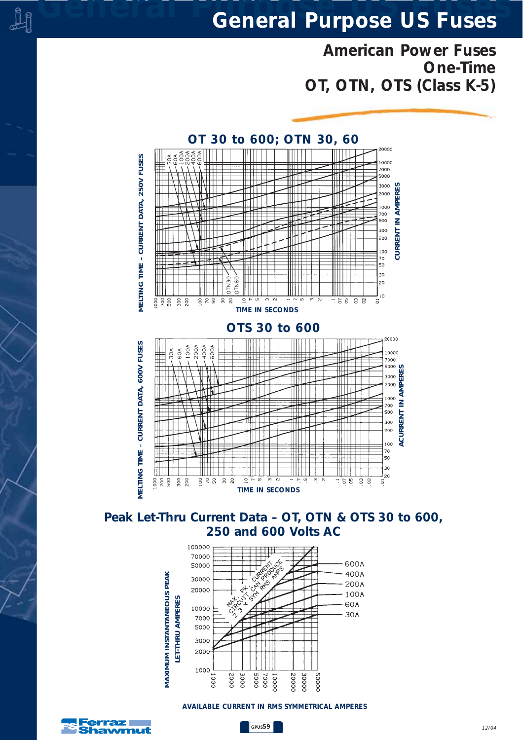# General Purpose US Fuses

## American Power Fuses
## One-Time
## OT, OTN, OTS (Class K-5)

### OT 30 to 600; OTN 30, 60

MELTING TIME – CURRENT DATA, 250V FUSES

30A
60A
100A
200A
400A
600A

OTN30
OTN60

CURRENT IN AMPERES

20000
10000
7000
5000
3000
2000
1000
700
500
300
200
100
70
50
30
20
10

TIME IN SECONDS

1000 700 500 300 200 100 70 50 30 20 10 7 5 3 2 1 .7 .5 .3 .2 .1 .07 .05 .03 .02 .01

### OTS 30 to 600

MELTING TIME – CURRENT DATA, 600V FUSES

30A
60A
100A
200A
400A
600A

ACURRENT IN AMPERES

20000
10000
7000
5000
3000
2000
1000
700
500
300
200
100
70
50
30
20

TIME IN SECONDS

1000 700 500 300 200 100 70 50 30 20 10 7 5 3 2 1 .7 .5 .3 .2 .1 .07 .05 .03 .02 .01

### Peak Let-Thru Current Data – OT, OTN & OTS 30 to 600, 250 and 600 Volts AC

MAXIMUM INSTANTANEOUS PEAK LET-THRU AMPERES

100000
70000
50000
30000
20000
10000
7000
5000
3000
2000
1000

MAX. PK. CURRENT CIRCUIT CAN PRODUCE 2.3 X SYM RMS AMPS

600A
400A
200A
100A
60A
30A

1000 2000 3000 5000 7000 10000 20000 30000 50000

AVAILABLE CURRENT IN RMS SYMMETRICAL AMPERES

12/04